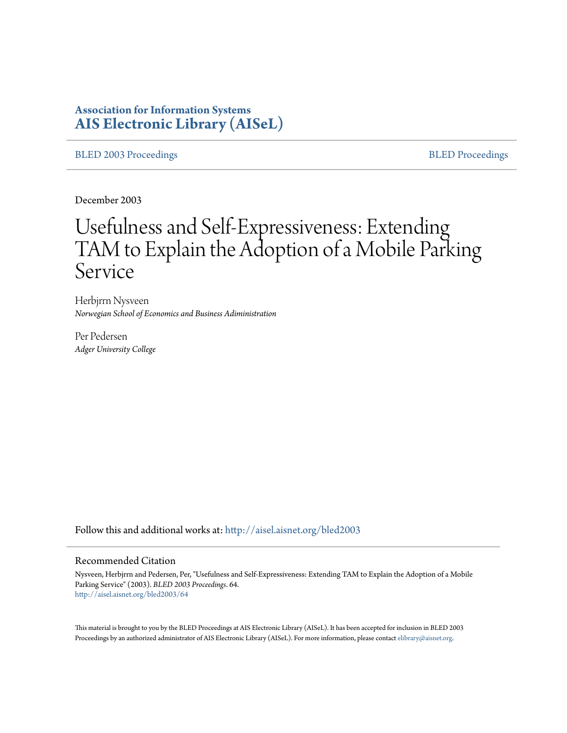**Association for Information Systems**
**AIS Electronic Library (AISeL)**

BLED 2003 Proceedings | BLED Proceedings

December 2003

# Usefulness and Self-Expressiveness: Extending TAM to Explain the Adoption of a Mobile Parking Service

Herbjrrn Nysveen
*Norwegian School of Economics and Business Adiministration*

Per Pedersen
*Adger University College*

Follow this and additional works at: http://aisel.aisnet.org/bled2003

## Recommended Citation

Nysveen, Herbjrrn and Pedersen, Per, "Usefulness and Self-Expressiveness: Extending TAM to Explain the Adoption of a Mobile Parking Service" (2003). *BLED 2003 Proceedings*. 64.
http://aisel.aisnet.org/bled2003/64

This material is brought to you by the BLED Proceedings at AIS Electronic Library (AISeL). It has been accepted for inclusion in BLED 2003 Proceedings by an authorized administrator of AIS Electronic Library (AISeL). For more information, please contact elibrary@aisnet.org.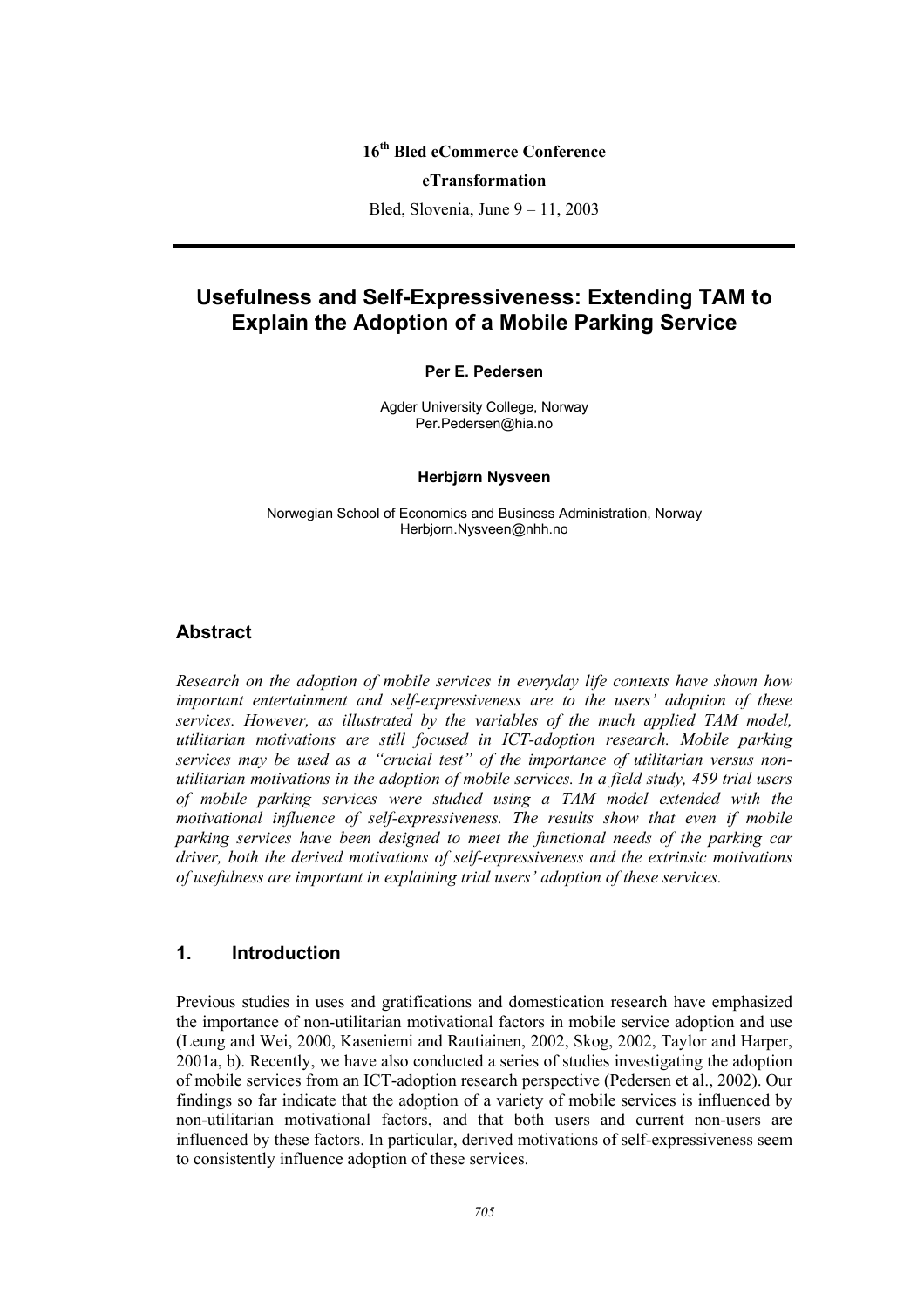16th Bled eCommerce Conference

**eTransformation**

Bled, Slovenia, June 9 – 11, 2003

---

# Usefulness and Self-Expressiveness: Extending TAM to Explain the Adoption of a Mobile Parking Service

**Per E. Pedersen**

Agder University College, Norway
Per.Pedersen@hia.no

**Herbjørn Nysveen**

Norwegian School of Economics and Business Administration, Norway
Herbjorn.Nysveen@nhh.no

## Abstract

*Research on the adoption of mobile services in everyday life contexts have shown how important entertainment and self-expressiveness are to the users' adoption of these services. However, as illustrated by the variables of the much applied TAM model, utilitarian motivations are still focused in ICT-adoption research. Mobile parking services may be used as a "crucial test" of the importance of utilitarian versus non-utilitarian motivations in the adoption of mobile services. In a field study, 459 trial users of mobile parking services were studied using a TAM model extended with the motivational influence of self-expressiveness. The results show that even if mobile parking services have been designed to meet the functional needs of the parking car driver, both the derived motivations of self-expressiveness and the extrinsic motivations of usefulness are important in explaining trial users' adoption of these services.*

## 1. Introduction

Previous studies in uses and gratifications and domestication research have emphasized the importance of non-utilitarian motivational factors in mobile service adoption and use (Leung and Wei, 2000, Kaseniemi and Rautiainen, 2002, Skog, 2002, Taylor and Harper, 2001a, b). Recently, we have also conducted a series of studies investigating the adoption of mobile services from an ICT-adoption research perspective (Pedersen et al., 2002). Our findings so far indicate that the adoption of a variety of mobile services is influenced by non-utilitarian motivational factors, and that both users and current non-users are influenced by these factors. In particular, derived motivations of self-expressiveness seem to consistently influence adoption of these services.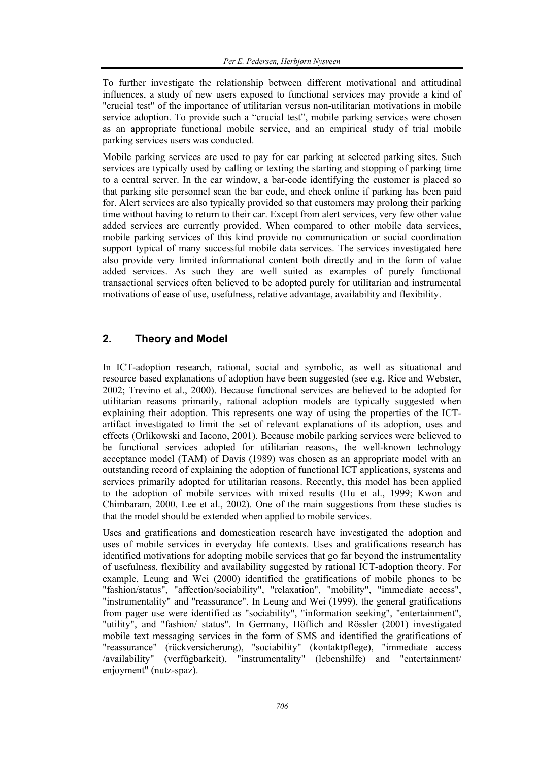To further investigate the relationship between different motivational and attitudinal influences, a study of new users exposed to functional services may provide a kind of "crucial test" of the importance of utilitarian versus non-utilitarian motivations in mobile service adoption. To provide such a "crucial test", mobile parking services were chosen as an appropriate functional mobile service, and an empirical study of trial mobile parking services users was conducted.

Mobile parking services are used to pay for car parking at selected parking sites. Such services are typically used by calling or texting the starting and stopping of parking time to a central server. In the car window, a bar-code identifying the customer is placed so that parking site personnel scan the bar code, and check online if parking has been paid for. Alert services are also typically provided so that customers may prolong their parking time without having to return to their car. Except from alert services, very few other value added services are currently provided. When compared to other mobile data services, mobile parking services of this kind provide no communication or social coordination support typical of many successful mobile data services. The services investigated here also provide very limited informational content both directly and in the form of value added services. As such they are well suited as examples of purely functional transactional services often believed to be adopted purely for utilitarian and instrumental motivations of ease of use, usefulness, relative advantage, availability and flexibility.

## 2. Theory and Model

In ICT-adoption research, rational, social and symbolic, as well as situational and resource based explanations of adoption have been suggested (see e.g. Rice and Webster, 2002; Trevino et al., 2000). Because functional services are believed to be adopted for utilitarian reasons primarily, rational adoption models are typically suggested when explaining their adoption. This represents one way of using the properties of the ICT-artifact investigated to limit the set of relevant explanations of its adoption, uses and effects (Orlikowski and Iacono, 2001). Because mobile parking services were believed to be functional services adopted for utilitarian reasons, the well-known technology acceptance model (TAM) of Davis (1989) was chosen as an appropriate model with an outstanding record of explaining the adoption of functional ICT applications, systems and services primarily adopted for utilitarian reasons. Recently, this model has been applied to the adoption of mobile services with mixed results (Hu et al., 1999; Kwon and Chimbaram, 2000, Lee et al., 2002). One of the main suggestions from these studies is that the model should be extended when applied to mobile services.

Uses and gratifications and domestication research have investigated the adoption and uses of mobile services in everyday life contexts. Uses and gratifications research has identified motivations for adopting mobile services that go far beyond the instrumentality of usefulness, flexibility and availability suggested by rational ICT-adoption theory. For example, Leung and Wei (2000) identified the gratifications of mobile phones to be "fashion/status", "affection/sociability", "relaxation", "mobility", "immediate access", "instrumentality" and "reassurance". In Leung and Wei (1999), the general gratifications from pager use were identified as "sociability", "information seeking", "entertainment", "utility", and "fashion/ status". In Germany, Höflich and Rössler (2001) investigated mobile text messaging services in the form of SMS and identified the gratifications of "reassurance" (rückversicherung), "sociability" (kontaktpflege), "immediate access /availability" (verfügbarkeit), "instrumentality" (lebenshilfe) and "entertainment/ enjoyment" (nutz-spaz).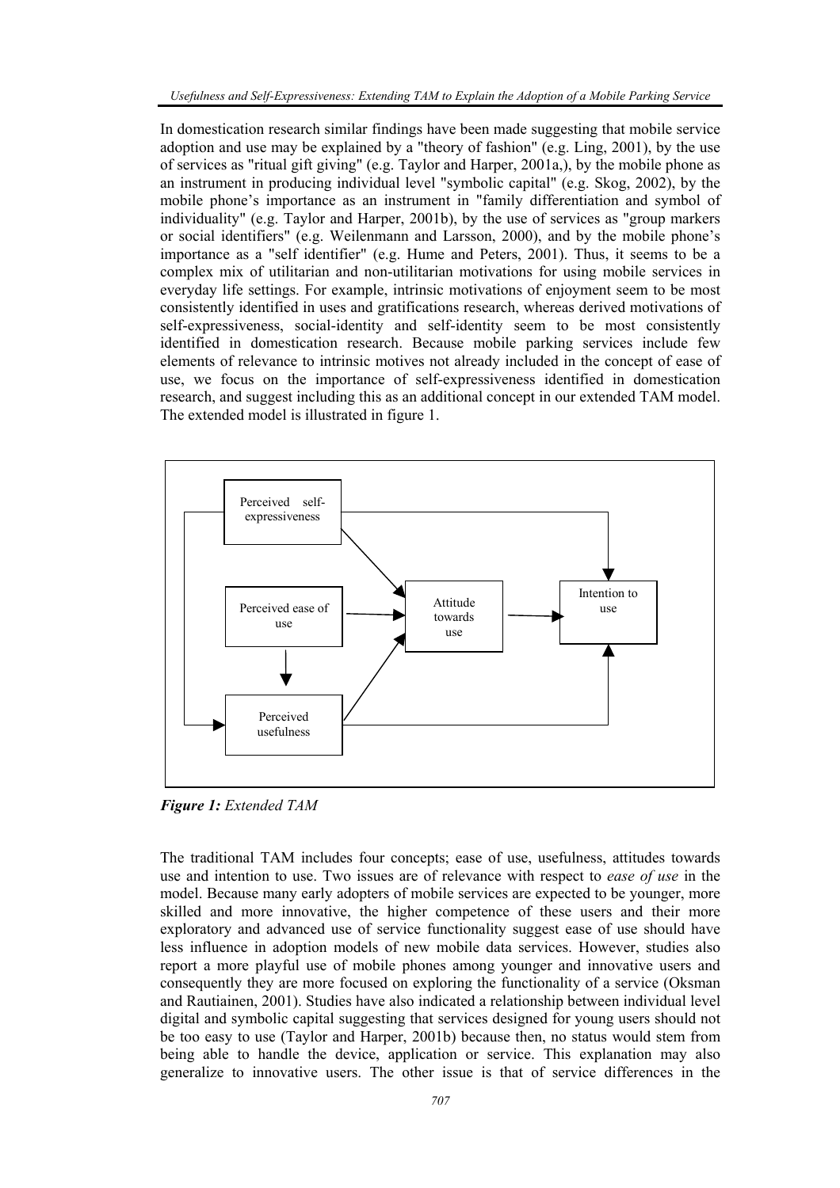In domestication research similar findings have been made suggesting that mobile service adoption and use may be explained by a "theory of fashion" (e.g. Ling, 2001), by the use of services as "ritual gift giving" (e.g. Taylor and Harper, 2001a,), by the mobile phone as an instrument in producing individual level "symbolic capital" (e.g. Skog, 2002), by the mobile phone's importance as an instrument in "family differentiation and symbol of individuality" (e.g. Taylor and Harper, 2001b), by the use of services as "group markers or social identifiers" (e.g. Weilenmann and Larsson, 2000), and by the mobile phone's importance as a "self identifier" (e.g. Hume and Peters, 2001). Thus, it seems to be a complex mix of utilitarian and non-utilitarian motivations for using mobile services in everyday life settings. For example, intrinsic motivations of enjoyment seem to be most consistently identified in uses and gratifications research, whereas derived motivations of self-expressiveness, social-identity and self-identity seem to be most consistently identified in domestication research. Because mobile parking services include few elements of relevance to intrinsic motives not already included in the concept of ease of use, we focus on the importance of self-expressiveness identified in domestication research, and suggest including this as an additional concept in our extended TAM model. The extended model is illustrated in figure 1.

*Figure 1: Extended TAM*

The traditional TAM includes four concepts; ease of use, usefulness, attitudes towards use and intention to use. Two issues are of relevance with respect to *ease of use* in the model. Because many early adopters of mobile services are expected to be younger, more skilled and more innovative, the higher competence of these users and their more exploratory and advanced use of service functionality suggest ease of use should have less influence in adoption models of new mobile data services. However, studies also report a more playful use of mobile phones among younger and innovative users and consequently they are more focused on exploring the functionality of a service (Oksman and Rautiainen, 2001). Studies have also indicated a relationship between individual level digital and symbolic capital suggesting that services designed for young users should not be too easy to use (Taylor and Harper, 2001b) because then, no status would stem from being able to handle the device, application or service. This explanation may also generalize to innovative users. The other issue is that of service differences in the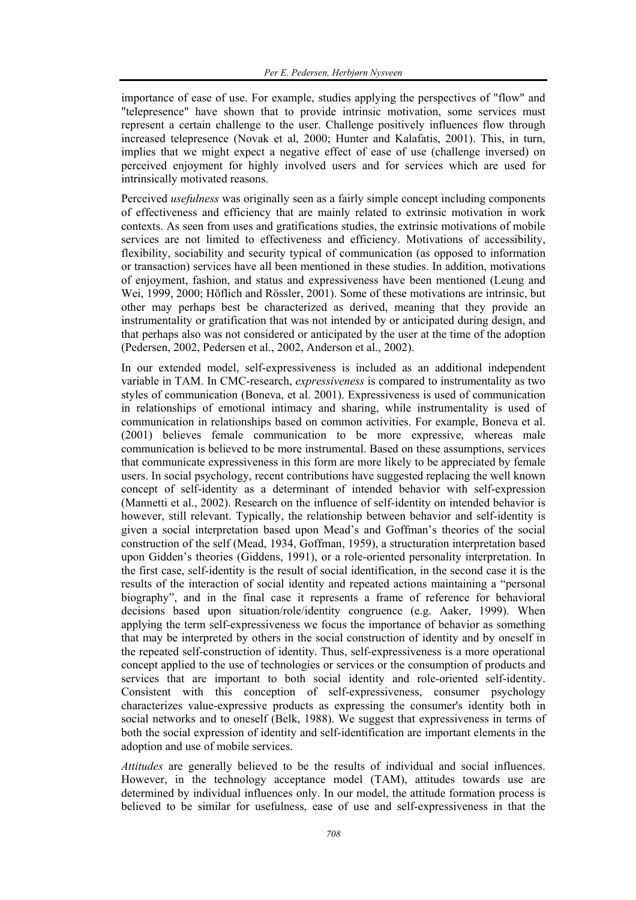importance of ease of use. For example, studies applying the perspectives of "flow" and "telepresence" have shown that to provide intrinsic motivation, some services must represent a certain challenge to the user. Challenge positively influences flow through increased telepresence (Novak et al, 2000; Hunter and Kalafatis, 2001). This, in turn, implies that we might expect a negative effect of ease of use (challenge inversed) on perceived enjoyment for highly involved users and for services which are used for intrinsically motivated reasons.

Perceived *usefulness* was originally seen as a fairly simple concept including components of effectiveness and efficiency that are mainly related to extrinsic motivation in work contexts. As seen from uses and gratifications studies, the extrinsic motivations of mobile services are not limited to effectiveness and efficiency. Motivations of accessibility, flexibility, sociability and security typical of communication (as opposed to information or transaction) services have all been mentioned in these studies. In addition, motivations of enjoyment, fashion, and status and expressiveness have been mentioned (Leung and Wei, 1999, 2000; Höflich and Rössler, 2001). Some of these motivations are intrinsic, but other may perhaps best be characterized as derived, meaning that they provide an instrumentality or gratification that was not intended by or anticipated during design, and that perhaps also was not considered or anticipated by the user at the time of the adoption (Pedersen, 2002, Pedersen et al., 2002, Anderson et al., 2002).

In our extended model, self-expressiveness is included as an additional independent variable in TAM. In CMC-research, *expressiveness* is compared to instrumentality as two styles of communication (Boneva, et al. 2001). Expressiveness is used of communication in relationships of emotional intimacy and sharing, while instrumentality is used of communication in relationships based on common activities. For example, Boneva et al. (2001) believes female communication to be more expressive, whereas male communication is believed to be more instrumental. Based on these assumptions, services that communicate expressiveness in this form are more likely to be appreciated by female users. In social psychology, recent contributions have suggested replacing the well known concept of self-identity as a determinant of intended behavior with self-expression (Mannetti et al., 2002). Research on the influence of self-identity on intended behavior is however, still relevant. Typically, the relationship between behavior and self-identity is given a social interpretation based upon Mead's and Goffman's theories of the social construction of the self (Mead, 1934, Goffman, 1959), a structuration interpretation based upon Gidden's theories (Giddens, 1991), or a role-oriented personality interpretation. In the first case, self-identity is the result of social identification, in the second case it is the results of the interaction of social identity and repeated actions maintaining a "personal biography", and in the final case it represents a frame of reference for behavioral decisions based upon situation/role/identity congruence (e.g. Aaker, 1999). When applying the term self-expressiveness we focus the importance of behavior as something that may be interpreted by others in the social construction of identity and by oneself in the repeated self-construction of identity. Thus, self-expressiveness is a more operational concept applied to the use of technologies or services or the consumption of products and services that are important to both social identity and role-oriented self-identity. Consistent with this conception of self-expressiveness, consumer psychology characterizes value-expressive products as expressing the consumer's identity both in social networks and to oneself (Belk, 1988). We suggest that expressiveness in terms of both the social expression of identity and self-identification are important elements in the adoption and use of mobile services.

*Attitudes* are generally believed to be the results of individual and social influences. However, in the technology acceptance model (TAM), attitudes towards use are determined by individual influences only. In our model, the attitude formation process is believed to be similar for usefulness, ease of use and self-expressiveness in that the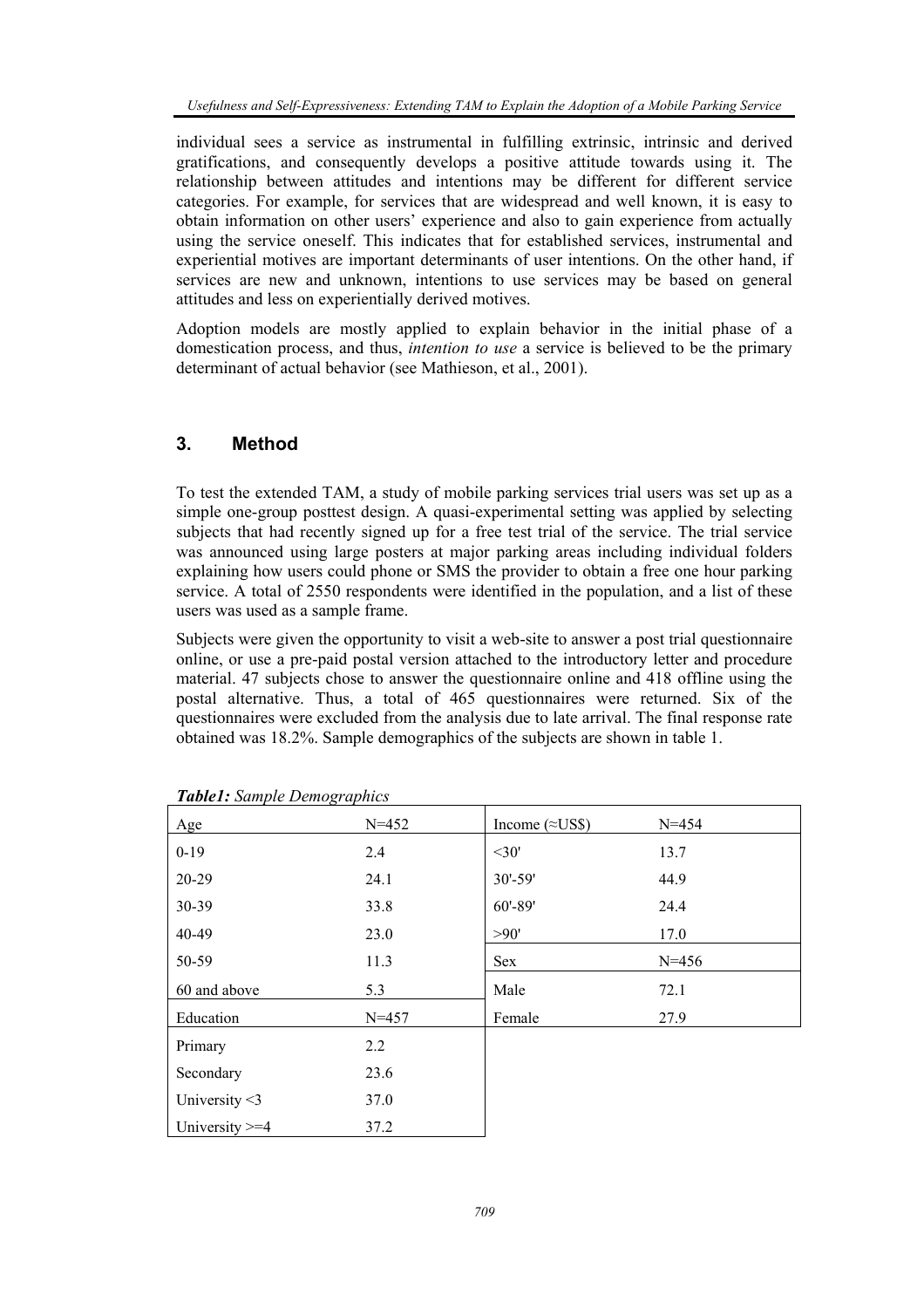individual sees a service as instrumental in fulfilling extrinsic, intrinsic and derived gratifications, and consequently develops a positive attitude towards using it. The relationship between attitudes and intentions may be different for different service categories. For example, for services that are widespread and well known, it is easy to obtain information on other users' experience and also to gain experience from actually using the service oneself. This indicates that for established services, instrumental and experiential motives are important determinants of user intentions. On the other hand, if services are new and unknown, intentions to use services may be based on general attitudes and less on experientially derived motives.

Adoption models are mostly applied to explain behavior in the initial phase of a domestication process, and thus, *intention to use* a service is believed to be the primary determinant of actual behavior (see Mathieson, et al., 2001).

## 3. Method

To test the extended TAM, a study of mobile parking services trial users was set up as a simple one-group posttest design. A quasi-experimental setting was applied by selecting subjects that had recently signed up for a free test trial of the service. The trial service was announced using large posters at major parking areas including individual folders explaining how users could phone or SMS the provider to obtain a free one hour parking service. A total of 2550 respondents were identified in the population, and a list of these users was used as a sample frame.

Subjects were given the opportunity to visit a web-site to answer a post trial questionnaire online, or use a pre-paid postal version attached to the introductory letter and procedure material. 47 subjects chose to answer the questionnaire online and 418 offline using the postal alternative. Thus, a total of 465 questionnaires were returned. Six of the questionnaires were excluded from the analysis due to late arrival. The final response rate obtained was 18.2%. Sample demographics of the subjects are shown in table 1.

***Table1:*** *Sample Demographics*

| Age | N=452 | Income (≈US$) | N=454 |
|---|---|---|---|
| 0-19 | 2.4 | <30' | 13.7 |
| 20-29 | 24.1 | 30'-59' | 44.9 |
| 30-39 | 33.8 | 60'-89' | 24.4 |
| 40-49 | 23.0 | >90' | 17.0 |
| 50-59 | 11.3 | Sex | N=456 |
| 60 and above | 5.3 | Male | 72.1 |
| Education | N=457 | Female | 27.9 |
| Primary | 2.2 | | |
| Secondary | 23.6 | | |
| University <3 | 37.0 | | |
| University >=4 | 37.2 | | |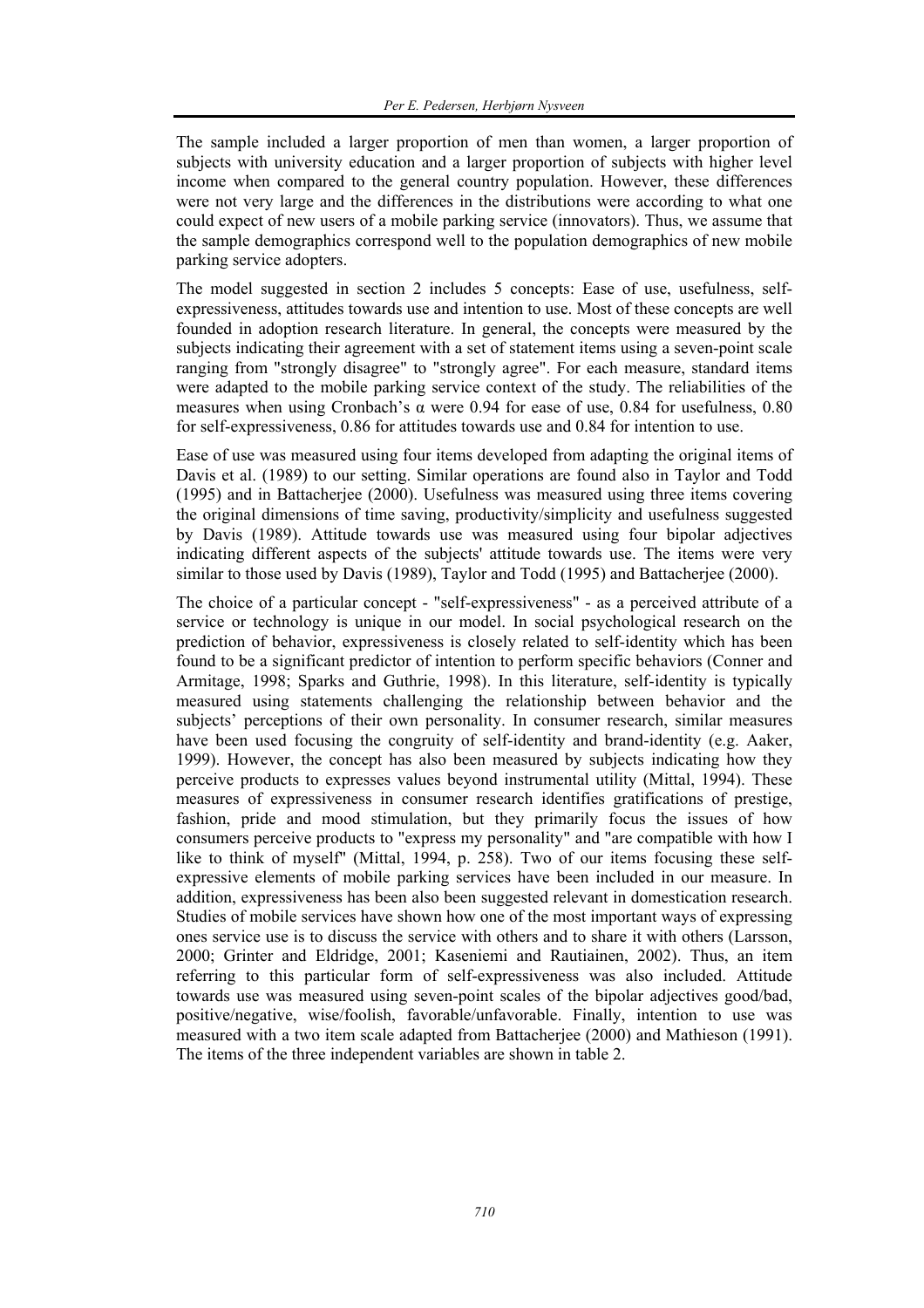The sample included a larger proportion of men than women, a larger proportion of subjects with university education and a larger proportion of subjects with higher level income when compared to the general country population. However, these differences were not very large and the differences in the distributions were according to what one could expect of new users of a mobile parking service (innovators). Thus, we assume that the sample demographics correspond well to the population demographics of new mobile parking service adopters.

The model suggested in section 2 includes 5 concepts: Ease of use, usefulness, self-expressiveness, attitudes towards use and intention to use. Most of these concepts are well founded in adoption research literature. In general, the concepts were measured by the subjects indicating their agreement with a set of statement items using a seven-point scale ranging from "strongly disagree" to "strongly agree". For each measure, standard items were adapted to the mobile parking service context of the study. The reliabilities of the measures when using Cronbach's $\alpha$ were 0.94 for ease of use, 0.84 for usefulness, 0.80 for self-expressiveness, 0.86 for attitudes towards use and 0.84 for intention to use.

Ease of use was measured using four items developed from adapting the original items of Davis et al. (1989) to our setting. Similar operations are found also in Taylor and Todd (1995) and in Battacherjee (2000). Usefulness was measured using three items covering the original dimensions of time saving, productivity/simplicity and usefulness suggested by Davis (1989). Attitude towards use was measured using four bipolar adjectives indicating different aspects of the subjects' attitude towards use. The items were very similar to those used by Davis (1989), Taylor and Todd (1995) and Battacherjee (2000).

The choice of a particular concept - "self-expressiveness" - as a perceived attribute of a service or technology is unique in our model. In social psychological research on the prediction of behavior, expressiveness is closely related to self-identity which has been found to be a significant predictor of intention to perform specific behaviors (Conner and Armitage, 1998; Sparks and Guthrie, 1998). In this literature, self-identity is typically measured using statements challenging the relationship between behavior and the subjects' perceptions of their own personality. In consumer research, similar measures have been used focusing the congruity of self-identity and brand-identity (e.g. Aaker, 1999). However, the concept has also been measured by subjects indicating how they perceive products to expresses values beyond instrumental utility (Mittal, 1994). These measures of expressiveness in consumer research identifies gratifications of prestige, fashion, pride and mood stimulation, but they primarily focus the issues of how consumers perceive products to "express my personality" and "are compatible with how I like to think of myself" (Mittal, 1994, p. 258). Two of our items focusing these self-expressive elements of mobile parking services have been included in our measure. In addition, expressiveness has been also been suggested relevant in domestication research. Studies of mobile services have shown how one of the most important ways of expressing ones service use is to discuss the service with others and to share it with others (Larsson, 2000; Grinter and Eldridge, 2001; Kaseniemi and Rautiainen, 2002). Thus, an item referring to this particular form of self-expressiveness was also included. Attitude towards use was measured using seven-point scales of the bipolar adjectives good/bad, positive/negative, wise/foolish, favorable/unfavorable. Finally, intention to use was measured with a two item scale adapted from Battacherjee (2000) and Mathieson (1991). The items of the three independent variables are shown in table 2.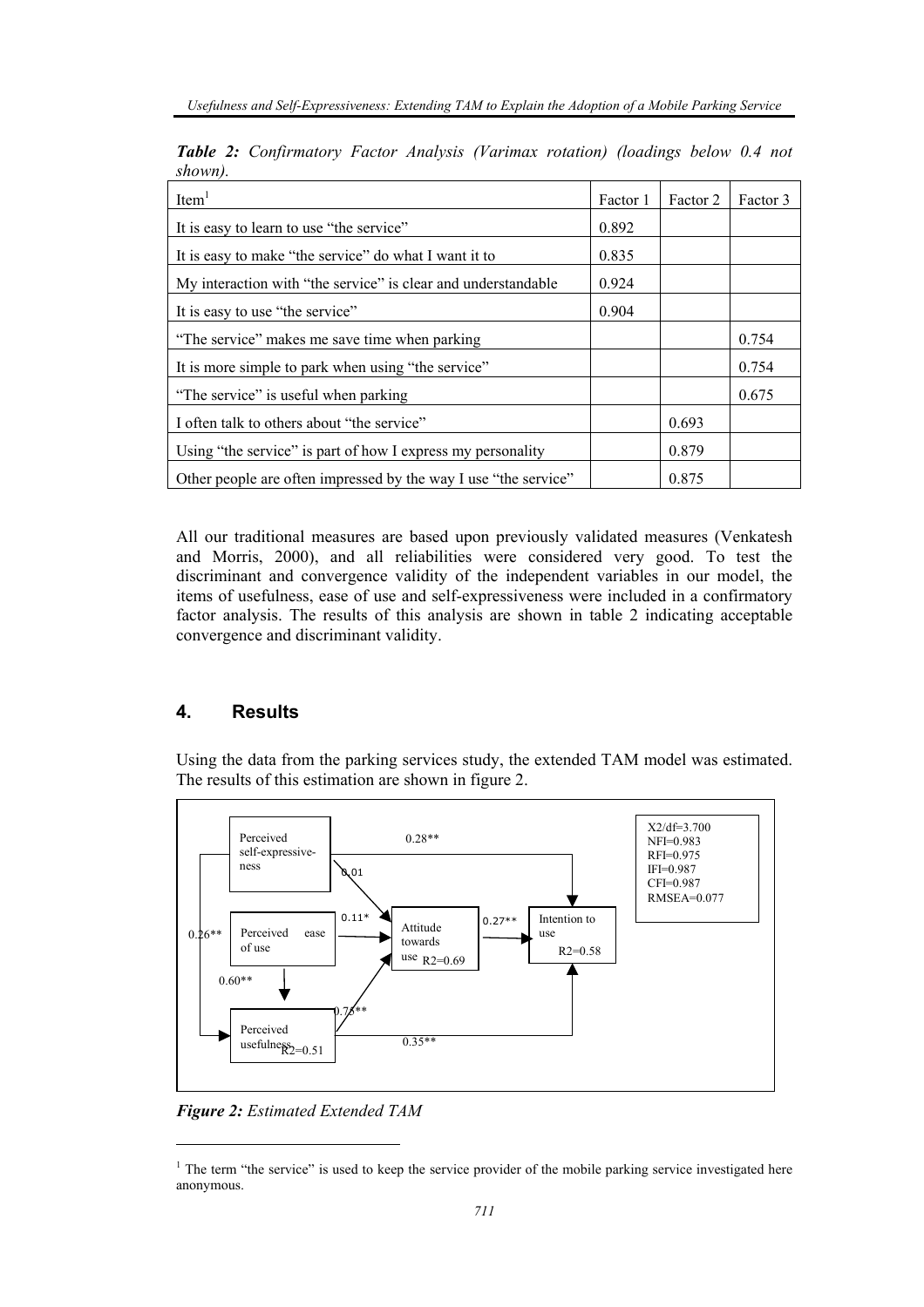***Table 2:** Confirmatory Factor Analysis (Varimax rotation) (loadings below 0.4 not shown).*

| Item[1] | Factor 1 | Factor 2 | Factor 3 |
|---|---|---|---|
| It is easy to learn to use "the service" | 0.892 | | |
| It is easy to make "the service" do what I want it to | 0.835 | | |
| My interaction with "the service" is clear and understandable | 0.924 | | |
| It is easy to use "the service" | 0.904 | | |
| "The service" makes me save time when parking | | | 0.754 |
| It is more simple to park when using "the service" | | | 0.754 |
| "The service" is useful when parking | | | 0.675 |
| I often talk to others about "the service" | | 0.693 | |
| Using "the service" is part of how I express my personality | | 0.879 | |
| Other people are often impressed by the way I use "the service" | | 0.875 | |

All our traditional measures are based upon previously validated measures (Venkatesh and Morris, 2000), and all reliabilities were considered very good. To test the discriminant and convergence validity of the independent variables in our model, the items of usefulness, ease of use and self-expressiveness were included in a confirmatory factor analysis. The results of this analysis are shown in table 2 indicating acceptable convergence and discriminant validity.

## 4. Results

Using the data from the parking services study, the extended TAM model was estimated. The results of this estimation are shown in figure 2.

Perceived self-expressiveness → Intention to use: 0.28**
Perceived self-expressiveness → Attitude towards use: 0.01
Perceived self-expressiveness → Perceived usefulness: 0.26**
Perceived ease of use → Attitude towards use: 0.11*
Perceived ease of use → Perceived usefulness: 0.60**
Perceived usefulness → Attitude towards use: 0.75**
Perceived usefulness → Intention to use: 0.35**
Attitude towards use → Intention to use: 0.27**

Attitude towards use $R^2=0.69$; Intention to use $R^2=0.58$; Perceived usefulness $R^2=0.51$

X2/df=3.700
NFI=0.983
RFI=0.975
IFI=0.987
CFI=0.987
RMSEA=0.077

***Figure 2:** Estimated Extended TAM*

[1] The term "the service" is used to keep the service provider of the mobile parking service investigated here anonymous.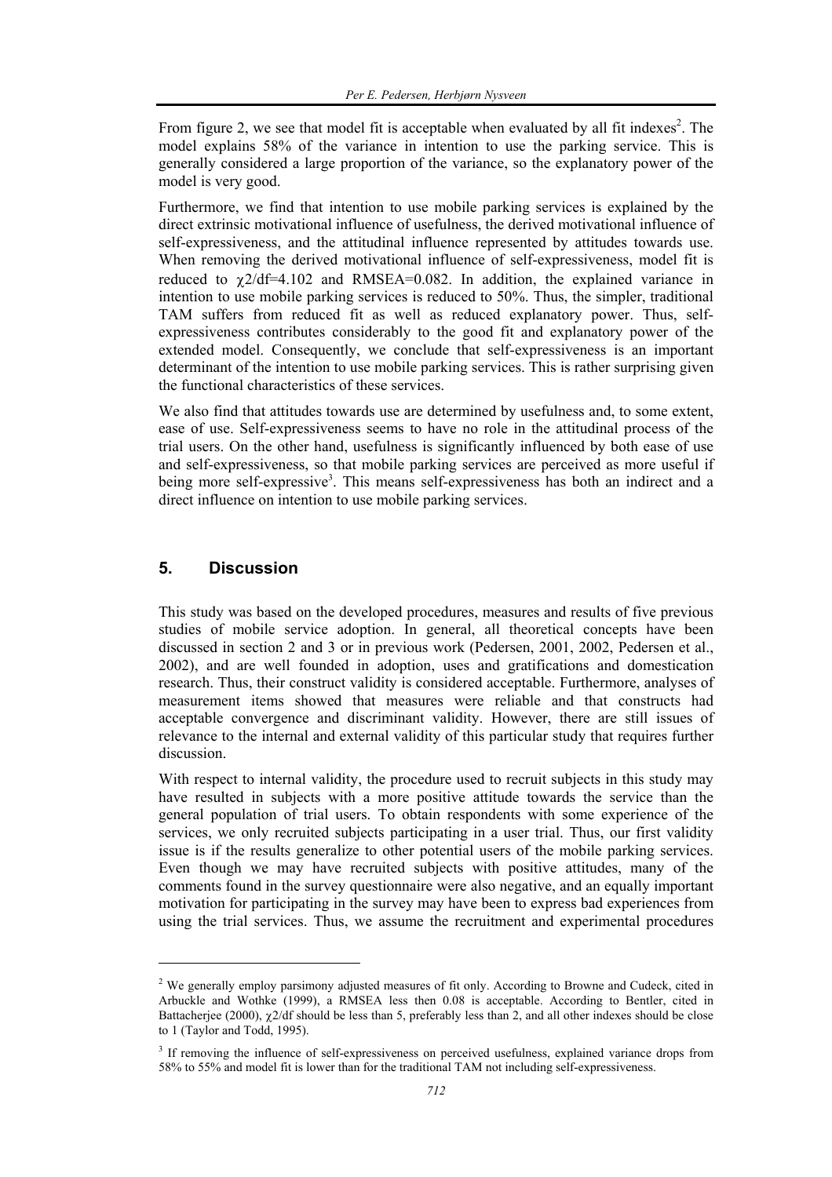From figure 2, we see that model fit is acceptable when evaluated by all fit indexes[2]. The model explains 58% of the variance in intention to use the parking service. This is generally considered a large proportion of the variance, so the explanatory power of the model is very good.

Furthermore, we find that intention to use mobile parking services is explained by the direct extrinsic motivational influence of usefulness, the derived motivational influence of self-expressiveness, and the attitudinal influence represented by attitudes towards use. When removing the derived motivational influence of self-expressiveness, model fit is reduced to $\chi 2/df$=4.102 and RMSEA=0.082. In addition, the explained variance in intention to use mobile parking services is reduced to 50%. Thus, the simpler, traditional TAM suffers from reduced fit as well as reduced explanatory power. Thus, self-expressiveness contributes considerably to the good fit and explanatory power of the extended model. Consequently, we conclude that self-expressiveness is an important determinant of the intention to use mobile parking services. This is rather surprising given the functional characteristics of these services.

We also find that attitudes towards use are determined by usefulness and, to some extent, ease of use. Self-expressiveness seems to have no role in the attitudinal process of the trial users. On the other hand, usefulness is significantly influenced by both ease of use and self-expressiveness, so that mobile parking services are perceived as more useful if being more self-expressive[3]. This means self-expressiveness has both an indirect and a direct influence on intention to use mobile parking services.

## 5. Discussion

This study was based on the developed procedures, measures and results of five previous studies of mobile service adoption. In general, all theoretical concepts have been discussed in section 2 and 3 or in previous work (Pedersen, 2001, 2002, Pedersen et al., 2002), and are well founded in adoption, uses and gratifications and domestication research. Thus, their construct validity is considered acceptable. Furthermore, analyses of measurement items showed that measures were reliable and that constructs had acceptable convergence and discriminant validity. However, there are still issues of relevance to the internal and external validity of this particular study that requires further discussion.

With respect to internal validity, the procedure used to recruit subjects in this study may have resulted in subjects with a more positive attitude towards the service than the general population of trial users. To obtain respondents with some experience of the services, we only recruited subjects participating in a user trial. Thus, our first validity issue is if the results generalize to other potential users of the mobile parking services. Even though we may have recruited subjects with positive attitudes, many of the comments found in the survey questionnaire were also negative, and an equally important motivation for participating in the survey may have been to express bad experiences from using the trial services. Thus, we assume the recruitment and experimental procedures

---

[2] We generally employ parsimony adjusted measures of fit only. According to Browne and Cudeck, cited in Arbuckle and Wothke (1999), a RMSEA less then 0.08 is acceptable. According to Bentler, cited in Battacherjee (2000), $\chi 2/df$ should be less than 5, preferably less than 2, and all other indexes should be close to 1 (Taylor and Todd, 1995).

[3] If removing the influence of self-expressiveness on perceived usefulness, explained variance drops from 58% to 55% and model fit is lower than for the traditional TAM not including self-expressiveness.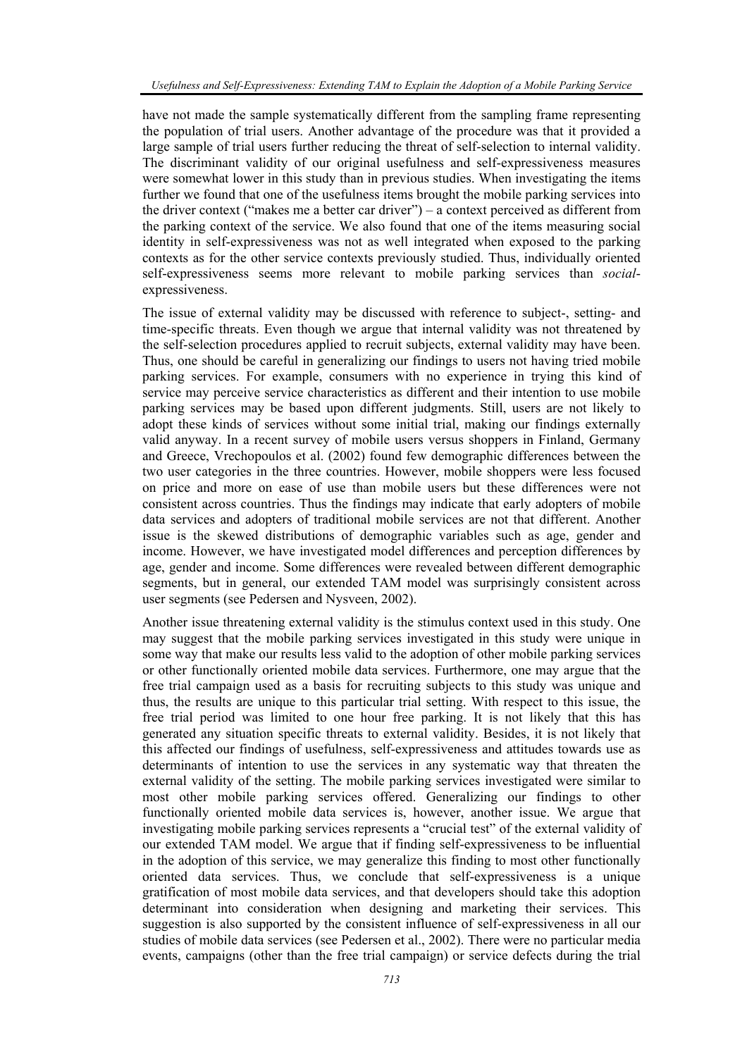have not made the sample systematically different from the sampling frame representing the population of trial users. Another advantage of the procedure was that it provided a large sample of trial users further reducing the threat of self-selection to internal validity. The discriminant validity of our original usefulness and self-expressiveness measures were somewhat lower in this study than in previous studies. When investigating the items further we found that one of the usefulness items brought the mobile parking services into the driver context ("makes me a better car driver") – a context perceived as different from the parking context of the service. We also found that one of the items measuring social identity in self-expressiveness was not as well integrated when exposed to the parking contexts as for the other service contexts previously studied. Thus, individually oriented self-expressiveness seems more relevant to mobile parking services than *social*-expressiveness.

The issue of external validity may be discussed with reference to subject-, setting- and time-specific threats. Even though we argue that internal validity was not threatened by the self-selection procedures applied to recruit subjects, external validity may have been. Thus, one should be careful in generalizing our findings to users not having tried mobile parking services. For example, consumers with no experience in trying this kind of service may perceive service characteristics as different and their intention to use mobile parking services may be based upon different judgments. Still, users are not likely to adopt these kinds of services without some initial trial, making our findings externally valid anyway. In a recent survey of mobile users versus shoppers in Finland, Germany and Greece, Vrechopoulos et al. (2002) found few demographic differences between the two user categories in the three countries. However, mobile shoppers were less focused on price and more on ease of use than mobile users but these differences were not consistent across countries. Thus the findings may indicate that early adopters of mobile data services and adopters of traditional mobile services are not that different. Another issue is the skewed distributions of demographic variables such as age, gender and income. However, we have investigated model differences and perception differences by age, gender and income. Some differences were revealed between different demographic segments, but in general, our extended TAM model was surprisingly consistent across user segments (see Pedersen and Nysveen, 2002).

Another issue threatening external validity is the stimulus context used in this study. One may suggest that the mobile parking services investigated in this study were unique in some way that make our results less valid to the adoption of other mobile parking services or other functionally oriented mobile data services. Furthermore, one may argue that the free trial campaign used as a basis for recruiting subjects to this study was unique and thus, the results are unique to this particular trial setting. With respect to this issue, the free trial period was limited to one hour free parking. It is not likely that this has generated any situation specific threats to external validity. Besides, it is not likely that this affected our findings of usefulness, self-expressiveness and attitudes towards use as determinants of intention to use the services in any systematic way that threaten the external validity of the setting. The mobile parking services investigated were similar to most other mobile parking services offered. Generalizing our findings to other functionally oriented mobile data services is, however, another issue. We argue that investigating mobile parking services represents a "crucial test" of the external validity of our extended TAM model. We argue that if finding self-expressiveness to be influential in the adoption of this service, we may generalize this finding to most other functionally oriented data services. Thus, we conclude that self-expressiveness is a unique gratification of most mobile data services, and that developers should take this adoption determinant into consideration when designing and marketing their services. This suggestion is also supported by the consistent influence of self-expressiveness in all our studies of mobile data services (see Pedersen et al., 2002). There were no particular media events, campaigns (other than the free trial campaign) or service defects during the trial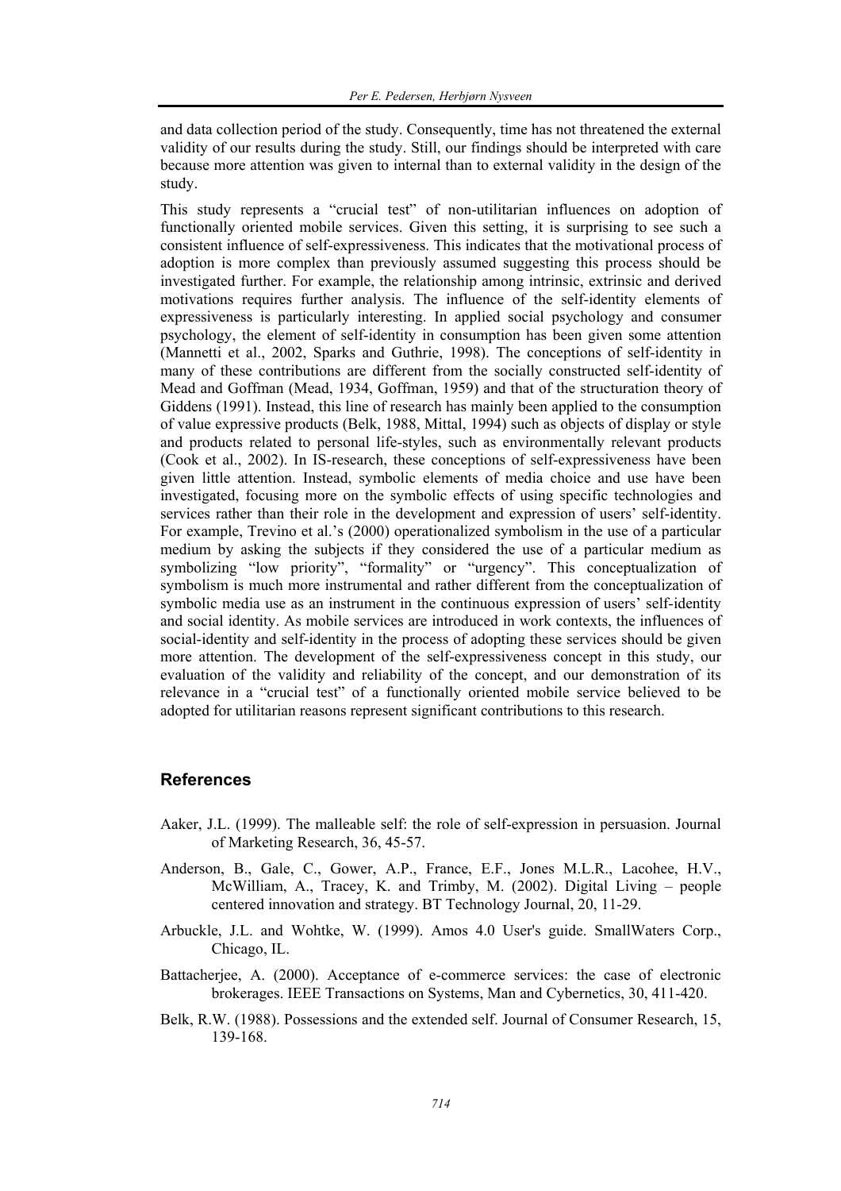and data collection period of the study. Consequently, time has not threatened the external validity of our results during the study. Still, our findings should be interpreted with care because more attention was given to internal than to external validity in the design of the study.

This study represents a "crucial test" of non-utilitarian influences on adoption of functionally oriented mobile services. Given this setting, it is surprising to see such a consistent influence of self-expressiveness. This indicates that the motivational process of adoption is more complex than previously assumed suggesting this process should be investigated further. For example, the relationship among intrinsic, extrinsic and derived motivations requires further analysis. The influence of the self-identity elements of expressiveness is particularly interesting. In applied social psychology and consumer psychology, the element of self-identity in consumption has been given some attention (Mannetti et al., 2002, Sparks and Guthrie, 1998). The conceptions of self-identity in many of these contributions are different from the socially constructed self-identity of Mead and Goffman (Mead, 1934, Goffman, 1959) and that of the structuration theory of Giddens (1991). Instead, this line of research has mainly been applied to the consumption of value expressive products (Belk, 1988, Mittal, 1994) such as objects of display or style and products related to personal life-styles, such as environmentally relevant products (Cook et al., 2002). In IS-research, these conceptions of self-expressiveness have been given little attention. Instead, symbolic elements of media choice and use have been investigated, focusing more on the symbolic effects of using specific technologies and services rather than their role in the development and expression of users' self-identity. For example, Trevino et al.'s (2000) operationalized symbolism in the use of a particular medium by asking the subjects if they considered the use of a particular medium as symbolizing "low priority", "formality" or "urgency". This conceptualization of symbolism is much more instrumental and rather different from the conceptualization of symbolic media use as an instrument in the continuous expression of users' self-identity and social identity. As mobile services are introduced in work contexts, the influences of social-identity and self-identity in the process of adopting these services should be given more attention. The development of the self-expressiveness concept in this study, our evaluation of the validity and reliability of the concept, and our demonstration of its relevance in a "crucial test" of a functionally oriented mobile service believed to be adopted for utilitarian reasons represent significant contributions to this research.

## References

Aaker, J.L. (1999). The malleable self: the role of self-expression in persuasion. Journal of Marketing Research, 36, 45-57.

Anderson, B., Gale, C., Gower, A.P., France, E.F., Jones M.L.R., Lacohee, H.V., McWilliam, A., Tracey, K. and Trimby, M. (2002). Digital Living – people centered innovation and strategy. BT Technology Journal, 20, 11-29.

Arbuckle, J.L. and Wohtke, W. (1999). Amos 4.0 User's guide. SmallWaters Corp., Chicago, IL.

Battacherjee, A. (2000). Acceptance of e-commerce services: the case of electronic brokerages. IEEE Transactions on Systems, Man and Cybernetics, 30, 411-420.

Belk, R.W. (1988). Possessions and the extended self. Journal of Consumer Research, 15, 139-168.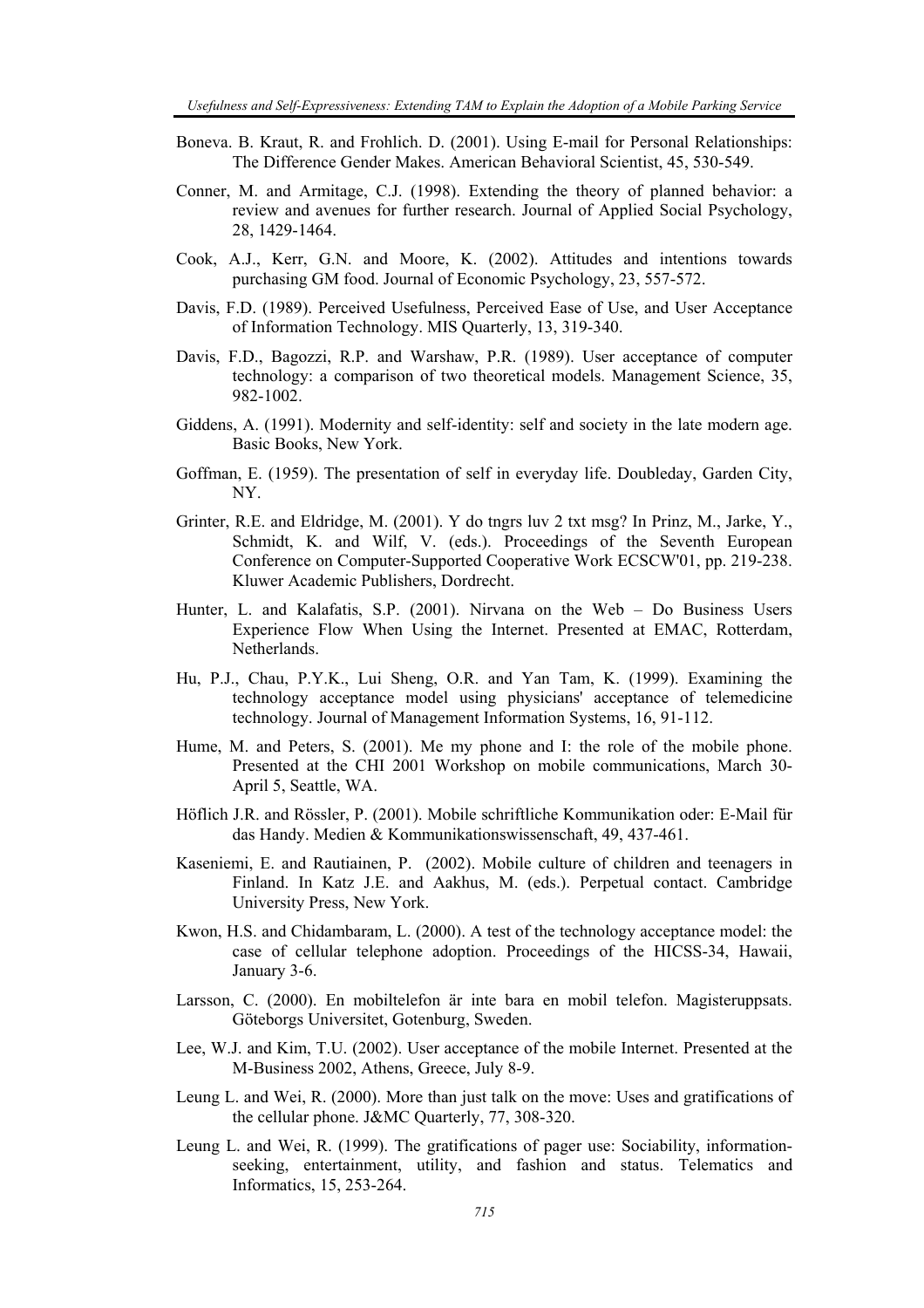Boneva. B. Kraut, R. and Frohlich. D. (2001). Using E-mail for Personal Relationships: The Difference Gender Makes. American Behavioral Scientist, 45, 530-549.

Conner, M. and Armitage, C.J. (1998). Extending the theory of planned behavior: a review and avenues for further research. Journal of Applied Social Psychology, 28, 1429-1464.

Cook, A.J., Kerr, G.N. and Moore, K. (2002). Attitudes and intentions towards purchasing GM food. Journal of Economic Psychology, 23, 557-572.

Davis, F.D. (1989). Perceived Usefulness, Perceived Ease of Use, and User Acceptance of Information Technology. MIS Quarterly, 13, 319-340.

Davis, F.D., Bagozzi, R.P. and Warshaw, P.R. (1989). User acceptance of computer technology: a comparison of two theoretical models. Management Science, 35, 982-1002.

Giddens, A. (1991). Modernity and self-identity: self and society in the late modern age. Basic Books, New York.

Goffman, E. (1959). The presentation of self in everyday life. Doubleday, Garden City, NY.

Grinter, R.E. and Eldridge, M. (2001). Y do tngrs luv 2 txt msg? In Prinz, M., Jarke, Y., Schmidt, K. and Wilf, V. (eds.). Proceedings of the Seventh European Conference on Computer-Supported Cooperative Work ECSCW'01, pp. 219-238. Kluwer Academic Publishers, Dordrecht.

Hunter, L. and Kalafatis, S.P. (2001). Nirvana on the Web – Do Business Users Experience Flow When Using the Internet. Presented at EMAC, Rotterdam, Netherlands.

Hu, P.J., Chau, P.Y.K., Lui Sheng, O.R. and Yan Tam, K. (1999). Examining the technology acceptance model using physicians' acceptance of telemedicine technology. Journal of Management Information Systems, 16, 91-112.

Hume, M. and Peters, S. (2001). Me my phone and I: the role of the mobile phone. Presented at the CHI 2001 Workshop on mobile communications, March 30-April 5, Seattle, WA.

Höflich J.R. and Rössler, P. (2001). Mobile schriftliche Kommunikation oder: E-Mail für das Handy. Medien & Kommunikationswissenschaft, 49, 437-461.

Kaseniemi, E. and Rautiainen, P. (2002). Mobile culture of children and teenagers in Finland. In Katz J.E. and Aakhus, M. (eds.). Perpetual contact. Cambridge University Press, New York.

Kwon, H.S. and Chidambaram, L. (2000). A test of the technology acceptance model: the case of cellular telephone adoption. Proceedings of the HICSS-34, Hawaii, January 3-6.

Larsson, C. (2000). En mobiltelefon är inte bara en mobil telefon. Magisteruppsats. Göteborgs Universitet, Gotenburg, Sweden.

Lee, W.J. and Kim, T.U. (2002). User acceptance of the mobile Internet. Presented at the M-Business 2002, Athens, Greece, July 8-9.

Leung L. and Wei, R. (2000). More than just talk on the move: Uses and gratifications of the cellular phone. J&MC Quarterly, 77, 308-320.

Leung L. and Wei, R. (1999). The gratifications of pager use: Sociability, information-seeking, entertainment, utility, and fashion and status. Telematics and Informatics, 15, 253-264.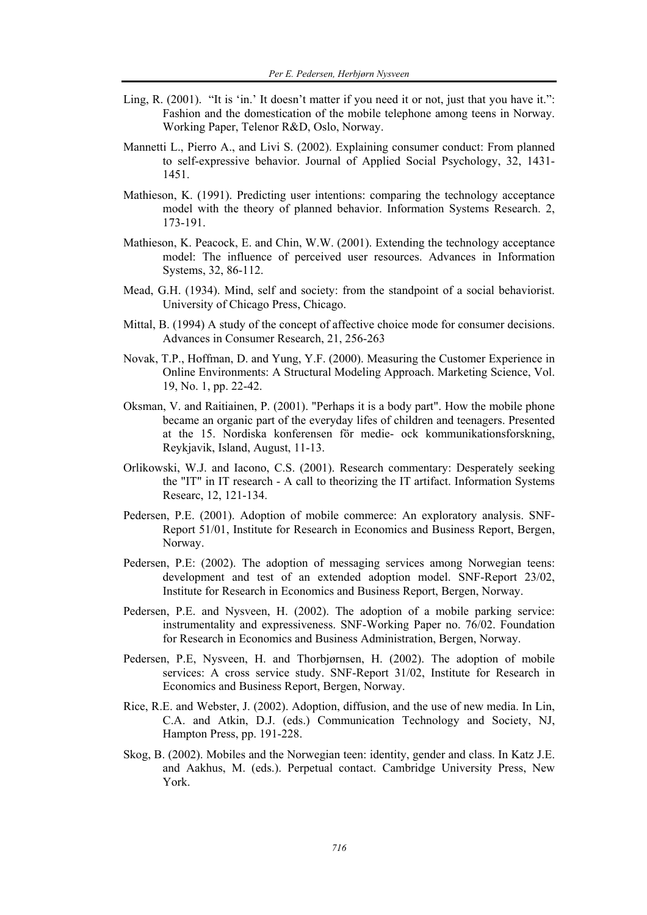Ling, R. (2001). "It is 'in.' It doesn't matter if you need it or not, just that you have it.": Fashion and the domestication of the mobile telephone among teens in Norway. Working Paper, Telenor R&D, Oslo, Norway.

Mannetti L., Pierro A., and Livi S. (2002). Explaining consumer conduct: From planned to self-expressive behavior. Journal of Applied Social Psychology, 32, 1431-1451.

Mathieson, K. (1991). Predicting user intentions: comparing the technology acceptance model with the theory of planned behavior. Information Systems Research. 2, 173-191.

Mathieson, K. Peacock, E. and Chin, W.W. (2001). Extending the technology acceptance model: The influence of perceived user resources. Advances in Information Systems, 32, 86-112.

Mead, G.H. (1934). Mind, self and society: from the standpoint of a social behaviorist. University of Chicago Press, Chicago.

Mittal, B. (1994) A study of the concept of affective choice mode for consumer decisions. Advances in Consumer Research, 21, 256-263

Novak, T.P., Hoffman, D. and Yung, Y.F. (2000). Measuring the Customer Experience in Online Environments: A Structural Modeling Approach. Marketing Science, Vol. 19, No. 1, pp. 22-42.

Oksman, V. and Raitiainen, P. (2001). "Perhaps it is a body part". How the mobile phone became an organic part of the everyday lifes of children and teenagers. Presented at the 15. Nordiska konferensen för medie- ock kommunikationsforskning, Reykjavik, Island, August, 11-13.

Orlikowski, W.J. and Iacono, C.S. (2001). Research commentary: Desperately seeking the "IT" in IT research - A call to theorizing the IT artifact. Information Systems Researc, 12, 121-134.

Pedersen, P.E. (2001). Adoption of mobile commerce: An exploratory analysis. SNF-Report 51/01, Institute for Research in Economics and Business Report, Bergen, Norway.

Pedersen, P.E: (2002). The adoption of messaging services among Norwegian teens: development and test of an extended adoption model. SNF-Report 23/02, Institute for Research in Economics and Business Report, Bergen, Norway.

Pedersen, P.E. and Nysveen, H. (2002). The adoption of a mobile parking service: instrumentality and expressiveness. SNF-Working Paper no. 76/02. Foundation for Research in Economics and Business Administration, Bergen, Norway.

Pedersen, P.E, Nysveen, H. and Thorbjørnsen, H. (2002). The adoption of mobile services: A cross service study. SNF-Report 31/02, Institute for Research in Economics and Business Report, Bergen, Norway.

Rice, R.E. and Webster, J. (2002). Adoption, diffusion, and the use of new media. In Lin, C.A. and Atkin, D.J. (eds.) Communication Technology and Society, NJ, Hampton Press, pp. 191-228.

Skog, B. (2002). Mobiles and the Norwegian teen: identity, gender and class. In Katz J.E. and Aakhus, M. (eds.). Perpetual contact. Cambridge University Press, New York.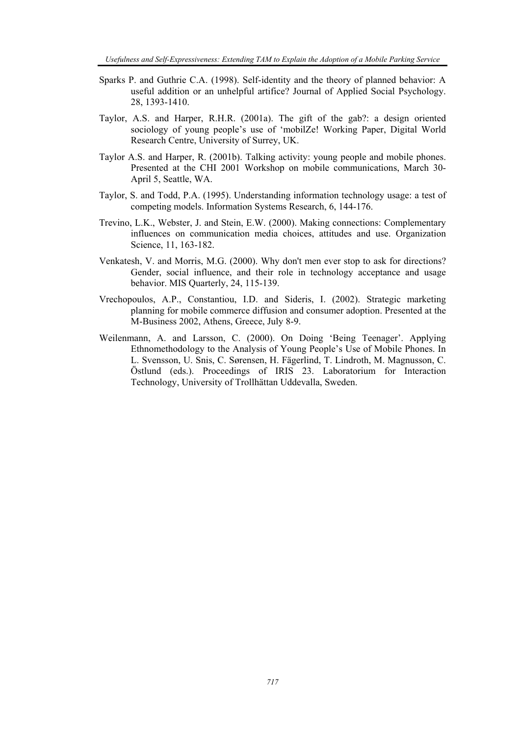Sparks P. and Guthrie C.A. (1998). Self-identity and the theory of planned behavior: A useful addition or an unhelpful artifice? Journal of Applied Social Psychology. 28, 1393-1410.

Taylor, A.S. and Harper, R.H.R. (2001a). The gift of the gab?: a design oriented sociology of young people's use of 'mobilZe! Working Paper, Digital World Research Centre, University of Surrey, UK.

Taylor A.S. and Harper, R. (2001b). Talking activity: young people and mobile phones. Presented at the CHI 2001 Workshop on mobile communications, March 30-April 5, Seattle, WA.

Taylor, S. and Todd, P.A. (1995). Understanding information technology usage: a test of competing models. Information Systems Research, 6, 144-176.

Trevino, L.K., Webster, J. and Stein, E.W. (2000). Making connections: Complementary influences on communication media choices, attitudes and use. Organization Science, 11, 163-182.

Venkatesh, V. and Morris, M.G. (2000). Why don't men ever stop to ask for directions? Gender, social influence, and their role in technology acceptance and usage behavior. MIS Quarterly, 24, 115-139.

Vrechopoulos, A.P., Constantiou, I.D. and Sideris, I. (2002). Strategic marketing planning for mobile commerce diffusion and consumer adoption. Presented at the M-Business 2002, Athens, Greece, July 8-9.

Weilenmann, A. and Larsson, C. (2000). On Doing 'Being Teenager'. Applying Ethnomethodology to the Analysis of Young People's Use of Mobile Phones. In L. Svensson, U. Snis, C. Sørensen, H. Fägerlind, T. Lindroth, M. Magnusson, C. Östlund (eds.). Proceedings of IRIS 23. Laboratorium for Interaction Technology, University of Trollhättan Uddevalla, Sweden.